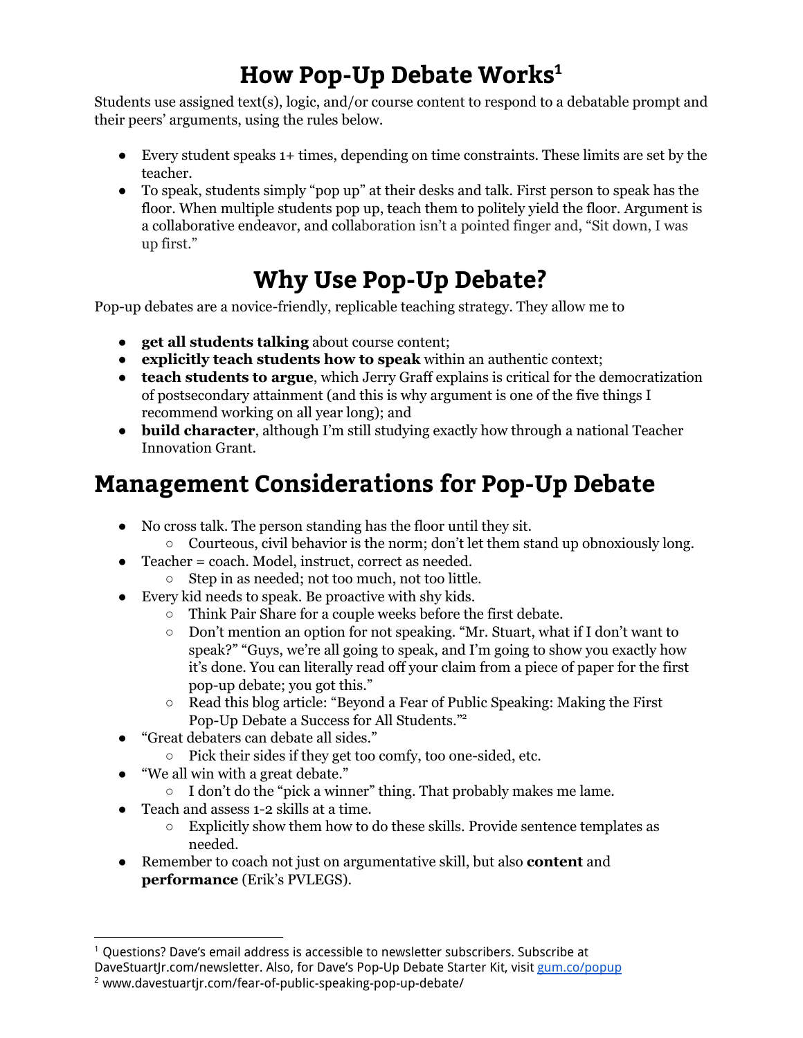# How Pop-Up Debate Works[1]

Students use assigned text(s), logic, and/or course content to respond to a debatable prompt and their peers' arguments, using the rules below.

- Every student speaks 1+ times, depending on time constraints. These limits are set by the teacher.
- To speak, students simply "pop up" at their desks and talk. First person to speak has the floor. When multiple students pop up, teach them to politely yield the floor. Argument is a collaborative endeavor, and collaboration isn't a pointed finger and, "Sit down, I was up first."

# Why Use Pop-Up Debate?

Pop-up debates are a novice-friendly, replicable teaching strategy. They allow me to

- **get all students talking** about course content;
- **explicitly teach students how to speak** within an authentic context;
- **teach students to argue**, which Jerry Graff explains is critical for the democratization of postsecondary attainment (and this is why argument is one of the five things I recommend working on all year long); and
- **build character**, although I'm still studying exactly how through a national Teacher Innovation Grant.

# Management Considerations for Pop-Up Debate

- No cross talk. The person standing has the floor until they sit.
  - Courteous, civil behavior is the norm; don't let them stand up obnoxiously long.
- Teacher = coach. Model, instruct, correct as needed.
  - Step in as needed; not too much, not too little.
- Every kid needs to speak. Be proactive with shy kids.
  - Think Pair Share for a couple weeks before the first debate.
  - Don't mention an option for not speaking. "Mr. Stuart, what if I don't want to speak?" "Guys, we're all going to speak, and I'm going to show you exactly how it's done. You can literally read off your claim from a piece of paper for the first pop-up debate; you got this."
  - Read this blog article: "Beyond a Fear of Public Speaking: Making the First Pop-Up Debate a Success for All Students."[2]
- "Great debaters can debate all sides."
  - Pick their sides if they get too comfy, too one-sided, etc.
- "We all win with a great debate."
  - I don't do the "pick a winner" thing. That probably makes me lame.
- Teach and assess 1-2 skills at a time.
  - Explicitly show them how to do these skills. Provide sentence templates as needed.
- Remember to coach not just on argumentative skill, but also **content** and **performance** (Erik's PVLEGS).

---

[1] Questions? Dave's email address is accessible to newsletter subscribers. Subscribe at DaveStuartJr.com/newsletter. Also, for Dave's Pop-Up Debate Starter Kit, visit gum.co/popup

[2] www.davestuartjr.com/fear-of-public-speaking-pop-up-debate/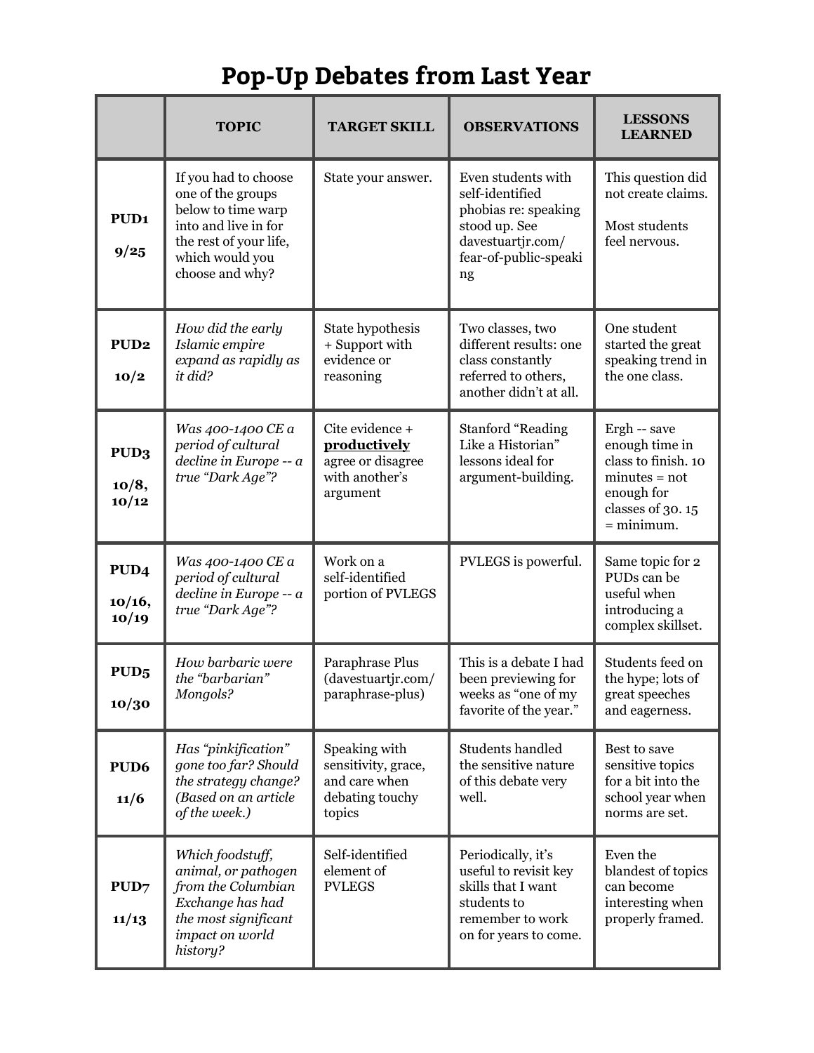# Pop-Up Debates from Last Year

| | TOPIC | TARGET SKILL | OBSERVATIONS | LESSONS LEARNED |
|---|---|---|---|---|
| **PUD1** **9/25** | If you had to choose one of the groups below to time warp into and live in for the rest of your life, which would you choose and why? | State your answer. | Even students with self-identified phobias re: speaking stood up. See davestuartjr.com/fear-of-public-speaking | This question did not create claims. Most students feel nervous. |
| **PUD2** **10/2** | *How did the early Islamic empire expand as rapidly as it did?* | State hypothesis + Support with evidence or reasoning | Two classes, two different results: one class constantly referred to others, another didn't at all. | One student started the great speaking trend in the one class. |
| **PUD3** **10/8, 10/12** | *Was 400-1400 CE a period of cultural decline in Europe -- a true "Dark Age"?* | Cite evidence + **productively** agree or disagree with another's argument | Stanford "Reading Like a Historian" lessons ideal for argument-building. | Ergh -- save enough time in class to finish. 10 minutes = not enough for classes of 30. 15 = minimum. |
| **PUD4** **10/16, 10/19** | *Was 400-1400 CE a period of cultural decline in Europe -- a true "Dark Age"?* | Work on a self-identified portion of PVLEGS | PVLEGS is powerful. | Same topic for 2 PUDs can be useful when introducing a complex skillset. |
| **PUD5** **10/30** | *How barbaric were the "barbarian" Mongols?* | Paraphrase Plus (davestuartjr.com/paraphrase-plus) | This is a debate I had been previewing for weeks as "one of my favorite of the year." | Students feed on the hype; lots of great speeches and eagerness. |
| **PUD6** **11/6** | *Has "pinkification" gone too far? Should the strategy change? (Based on an article of the week.)* | Speaking with sensitivity, grace, and care when debating touchy topics | Students handled the sensitive nature of this debate very well. | Best to save sensitive topics for a bit into the school year when norms are set. |
| **PUD7** **11/13** | *Which foodstuff, animal, or pathogen from the Columbian Exchange has had the most significant impact on world history?* | Self-identified element of PVLEGS | Periodically, it's useful to revisit key skills that I want students to remember to work on for years to come. | Even the blandest of topics can become interesting when properly framed. |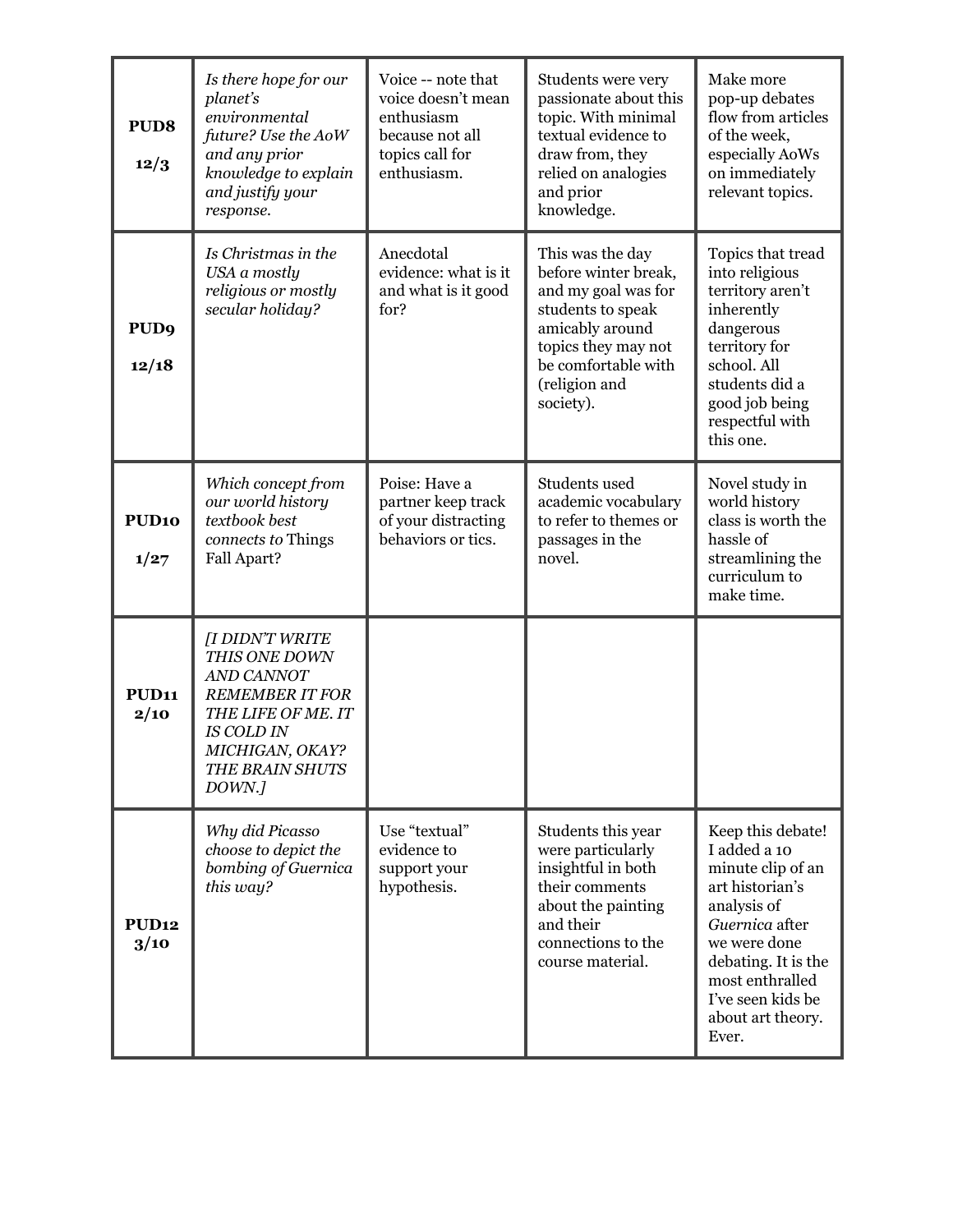| | | | | |
|---|---|---|---|---|
| **PUD8** **12/3** | *Is there hope for our planet's environmental future? Use the AoW and any prior knowledge to explain and justify your response.* | Voice -- note that voice doesn't mean enthusiasm because not all topics call for enthusiasm. | Students were very passionate about this topic. With minimal textual evidence to draw from, they relied on analogies and prior knowledge. | Make more pop-up debates flow from articles of the week, especially AoWs on immediately relevant topics. |
| **PUD9** **12/18** | *Is Christmas in the USA a mostly religious or mostly secular holiday?* | Anecdotal evidence: what is it and what is it good for? | This was the day before winter break, and my goal was for students to speak amicably around topics they may not be comfortable with (religion and society). | Topics that tread into religious territory aren't inherently dangerous territory for school. All students did a good job being respectful with this one. |
| **PUD10** **1/27** | *Which concept from our world history textbook best connects to* Things Fall Apart? | Poise: Have a partner keep track of your distracting behaviors or tics. | Students used academic vocabulary to refer to themes or passages in the novel. | Novel study in world history class is worth the hassle of streamlining the curriculum to make time. |
| **PUD11** **2/10** | *[I DIDN'T WRITE THIS ONE DOWN AND CANNOT REMEMBER IT FOR THE LIFE OF ME. IT IS COLD IN MICHIGAN, OKAY? THE BRAIN SHUTS DOWN.]* | | | |
| **PUD12** **3/10** | *Why did Picasso choose to depict the bombing of Guernica this way?* | Use "textual" evidence to support your hypothesis. | Students this year were particularly insightful in both their comments about the painting and their connections to the course material. | Keep this debate! I added a 10 minute clip of an art historian's analysis of *Guernica* after we were done debating. It is the most enthralled I've seen kids be about art theory. Ever. |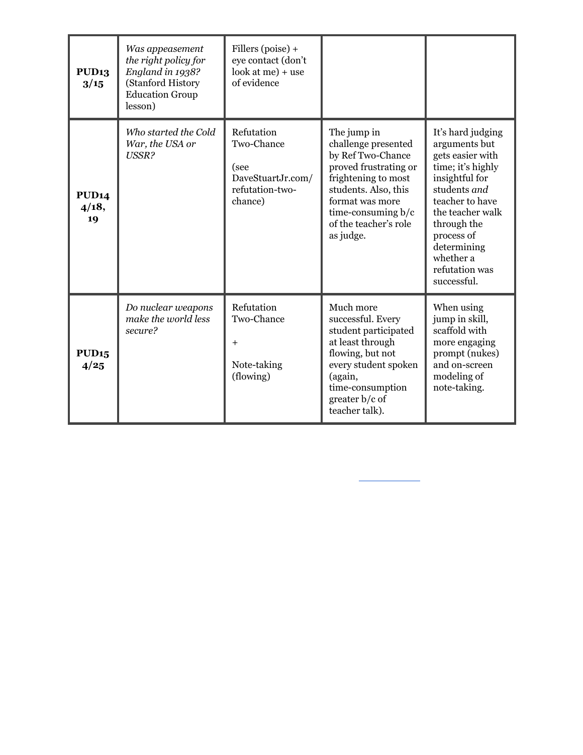| | | | | |
|---|---|---|---|---|
| **PUD13 3/15** | *Was appeasement the right policy for England in 1938?* (Stanford History Education Group lesson) | Fillers (poise) + eye contact (don't look at me) + use of evidence | | |
| **PUD14 4/18, 19** | *Who started the Cold War, the USA or USSR?* | Refutation Two-Chance (see DaveStuartJr.com/refutation-two-chance) | The jump in challenge presented by Ref Two-Chance proved frustrating or frightening to most students. Also, this format was more time-consuming b/c of the teacher's role as judge. | It's hard judging arguments but gets easier with time; it's highly insightful for students *and* teacher to have the teacher walk through the process of determining whether a refutation was successful. |
| **PUD15 4/25** | *Do nuclear weapons make the world less secure?* | Refutation Two-Chance + Note-taking (flowing) | Much more successful. Every student participated at least through flowing, but not every student spoken (again, time-consumption greater b/c of teacher talk). | When using jump in skill, scaffold with more engaging prompt (nukes) and on-screen modeling of note-taking. |